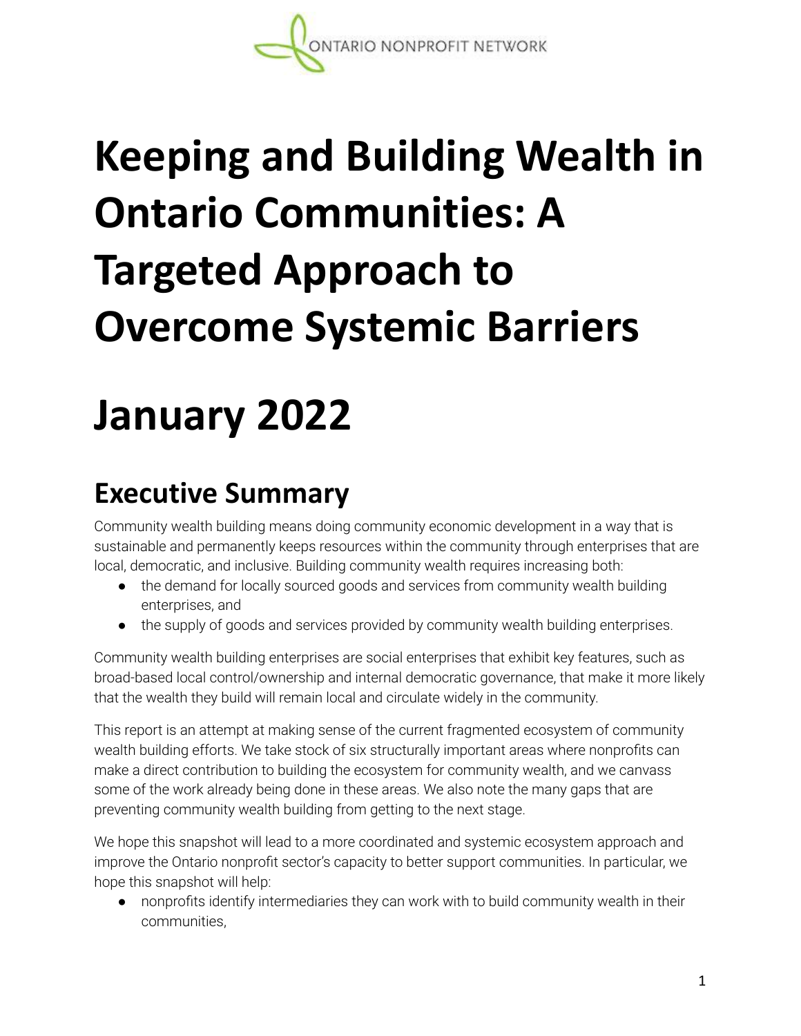ONTARIO NONPROFIT NETWORK

# Keeping and Building Wealth in Ontario Communities: A Targeted Approach to Overcome Systemic Barriers

# January 2022

## Executive Summary

Community wealth building means doing community economic development in a way that is sustainable and permanently keeps resources within the community through enterprises that are local, democratic, and inclusive. Building community wealth requires increasing both:

- the demand for locally sourced goods and services from community wealth building enterprises, and
- the supply of goods and services provided by community wealth building enterprises.

Community wealth building enterprises are social enterprises that exhibit key features, such as broad-based local control/ownership and internal democratic governance, that make it more likely that the wealth they build will remain local and circulate widely in the community.

This report is an attempt at making sense of the current fragmented ecosystem of community wealth building efforts. We take stock of six structurally important areas where nonprofits can make a direct contribution to building the ecosystem for community wealth, and we canvass some of the work already being done in these areas. We also note the many gaps that are preventing community wealth building from getting to the next stage.

We hope this snapshot will lead to a more coordinated and systemic ecosystem approach and improve the Ontario nonprofit sector's capacity to better support communities. In particular, we hope this snapshot will help:

- nonprofits identify intermediaries they can work with to build community wealth in their communities,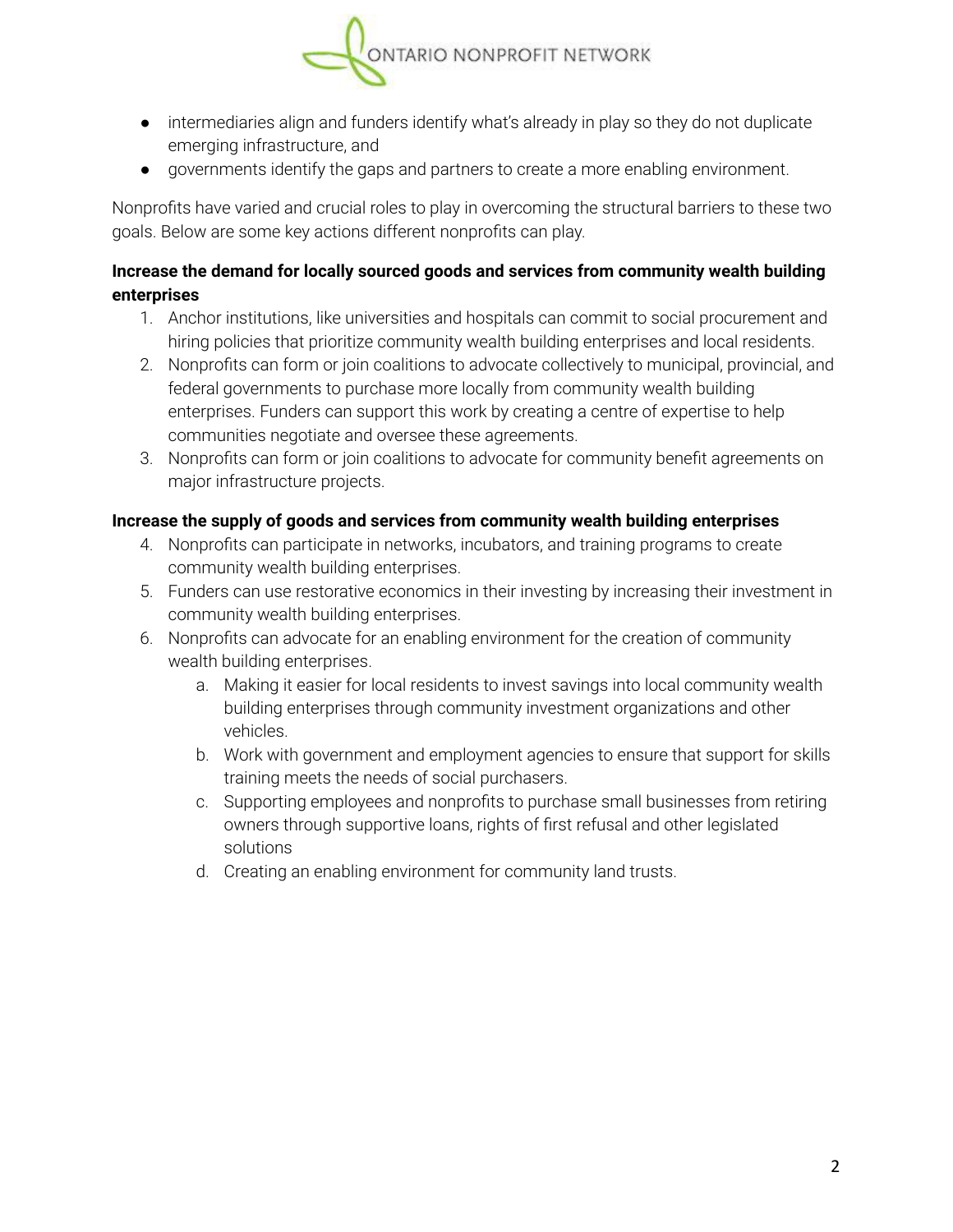- intermediaries align and funders identify what's already in play so they do not duplicate emerging infrastructure, and
- governments identify the gaps and partners to create a more enabling environment.

Nonprofits have varied and crucial roles to play in overcoming the structural barriers to these two goals. Below are some key actions different nonprofits can play.

**Increase the demand for locally sourced goods and services from community wealth building enterprises**

1. Anchor institutions, like universities and hospitals can commit to social procurement and hiring policies that prioritize community wealth building enterprises and local residents.
2. Nonprofits can form or join coalitions to advocate collectively to municipal, provincial, and federal governments to purchase more locally from community wealth building enterprises. Funders can support this work by creating a centre of expertise to help communities negotiate and oversee these agreements.
3. Nonprofits can form or join coalitions to advocate for community benefit agreements on major infrastructure projects.

**Increase the supply of goods and services from community wealth building enterprises**

4. Nonprofits can participate in networks, incubators, and training programs to create community wealth building enterprises.
5. Funders can use restorative economics in their investing by increasing their investment in community wealth building enterprises.
6. Nonprofits can advocate for an enabling environment for the creation of community wealth building enterprises.
   a. Making it easier for local residents to invest savings into local community wealth building enterprises through community investment organizations and other vehicles.
   b. Work with government and employment agencies to ensure that support for skills training meets the needs of social purchasers.
   c. Supporting employees and nonprofits to purchase small businesses from retiring owners through supportive loans, rights of first refusal and other legislated solutions
   d. Creating an enabling environment for community land trusts.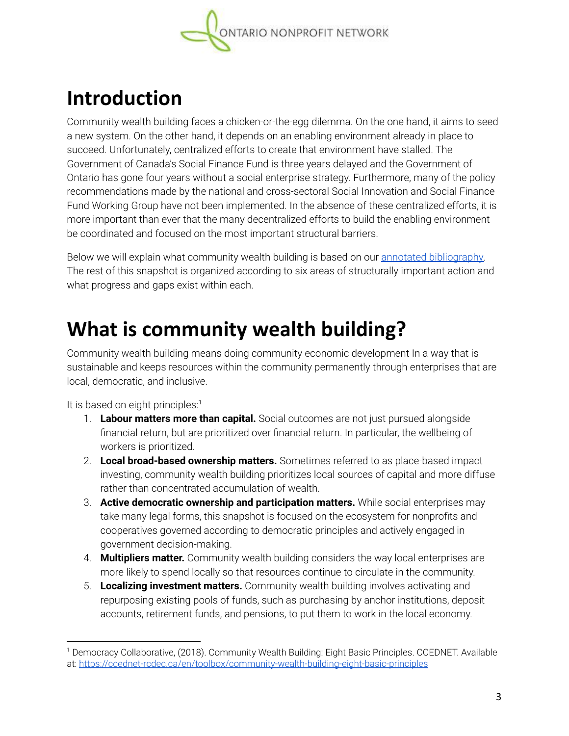# Introduction

Community wealth building faces a chicken-or-the-egg dilemma. On the one hand, it aims to seed a new system. On the other hand, it depends on an enabling environment already in place to succeed. Unfortunately, centralized efforts to create that environment have stalled. The Government of Canada's Social Finance Fund is three years delayed and the Government of Ontario has gone four years without a social enterprise strategy. Furthermore, many of the policy recommendations made by the national and cross-sectoral Social Innovation and Social Finance Fund Working Group have not been implemented. In the absence of these centralized efforts, it is more important than ever that the many decentralized efforts to build the enabling environment be coordinated and focused on the most important structural barriers.

Below we will explain what community wealth building is based on our annotated bibliography. The rest of this snapshot is organized according to six areas of structurally important action and what progress and gaps exist within each.

# What is community wealth building?

Community wealth building means doing community economic development In a way that is sustainable and keeps resources within the community permanently through enterprises that are local, democratic, and inclusive.

It is based on eight principles:[1]

1. **Labour matters more than capital.** Social outcomes are not just pursued alongside financial return, but are prioritized over financial return. In particular, the wellbeing of workers is prioritized.
2. **Local broad-based ownership matters.** Sometimes referred to as place-based impact investing, community wealth building prioritizes local sources of capital and more diffuse rather than concentrated accumulation of wealth.
3. **Active democratic ownership and participation matters.** While social enterprises may take many legal forms, this snapshot is focused on the ecosystem for nonprofits and cooperatives governed according to democratic principles and actively engaged in government decision-making.
4. **Multipliers matter.** Community wealth building considers the way local enterprises are more likely to spend locally so that resources continue to circulate in the community.
5. **Localizing investment matters.** Community wealth building involves activating and repurposing existing pools of funds, such as purchasing by anchor institutions, deposit accounts, retirement funds, and pensions, to put them to work in the local economy.

[1] Democracy Collaborative, (2018). Community Wealth Building: Eight Basic Principles. CCEDNET. Available at: https://ccednet-rcdec.ca/en/toolbox/community-wealth-building-eight-basic-principles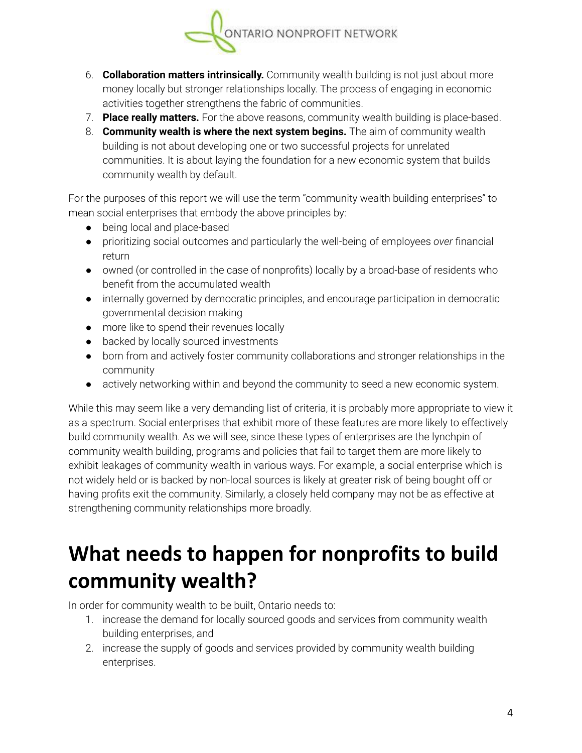6. **Collaboration matters intrinsically.** Community wealth building is not just about more money locally but stronger relationships locally. The process of engaging in economic activities together strengthens the fabric of communities.
7. **Place really matters.** For the above reasons, community wealth building is place-based.
8. **Community wealth is where the next system begins.** The aim of community wealth building is not about developing one or two successful projects for unrelated communities. It is about laying the foundation for a new economic system that builds community wealth by default.

For the purposes of this report we will use the term "community wealth building enterprises" to mean social enterprises that embody the above principles by:

- being local and place-based
- prioritizing social outcomes and particularly the well-being of employees *over* financial return
- owned (or controlled in the case of nonprofits) locally by a broad-base of residents who benefit from the accumulated wealth
- internally governed by democratic principles, and encourage participation in democratic governmental decision making
- more like to spend their revenues locally
- backed by locally sourced investments
- born from and actively foster community collaborations and stronger relationships in the community
- actively networking within and beyond the community to seed a new economic system.

While this may seem like a very demanding list of criteria, it is probably more appropriate to view it as a spectrum. Social enterprises that exhibit more of these features are more likely to effectively build community wealth. As we will see, since these types of enterprises are the lynchpin of community wealth building, programs and policies that fail to target them are more likely to exhibit leakages of community wealth in various ways. For example, a social enterprise which is not widely held or is backed by non-local sources is likely at greater risk of being bought off or having profits exit the community. Similarly, a closely held company may not be as effective at strengthening community relationships more broadly.

# What needs to happen for nonprofits to build community wealth?

In order for community wealth to be built, Ontario needs to:

1. increase the demand for locally sourced goods and services from community wealth building enterprises, and
2. increase the supply of goods and services provided by community wealth building enterprises.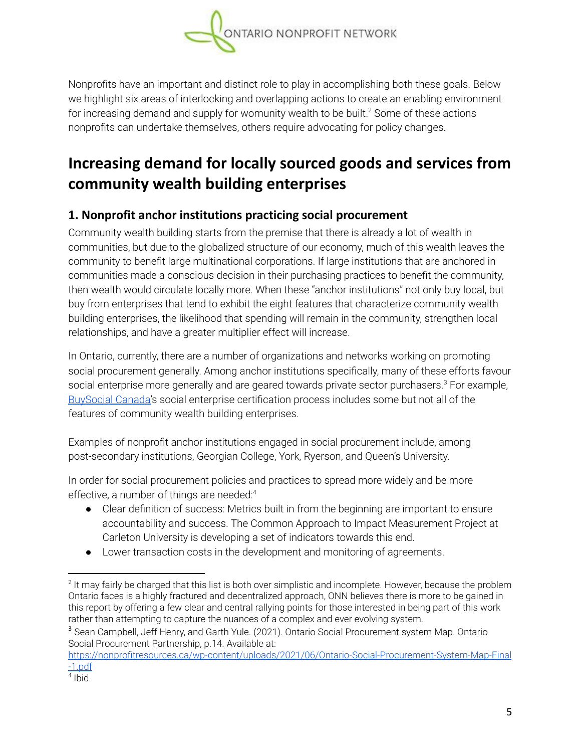Nonprofits have an important and distinct role to play in accomplishing both these goals. Below we highlight six areas of interlocking and overlapping actions to create an enabling environment for increasing demand and supply for womunity wealth to be built.[2] Some of these actions nonprofits can undertake themselves, others require advocating for policy changes.

# Increasing demand for locally sourced goods and services from community wealth building enterprises

## 1. Nonprofit anchor institutions practicing social procurement

Community wealth building starts from the premise that there is already a lot of wealth in communities, but due to the globalized structure of our economy, much of this wealth leaves the community to benefit large multinational corporations. If large institutions that are anchored in communities made a conscious decision in their purchasing practices to benefit the community, then wealth would circulate locally more. When these "anchor institutions" not only buy local, but buy from enterprises that tend to exhibit the eight features that characterize community wealth building enterprises, the likelihood that spending will remain in the community, strengthen local relationships, and have a greater multiplier effect will increase.

In Ontario, currently, there are a number of organizations and networks working on promoting social procurement generally. Among anchor institutions specifically, many of these efforts favour social enterprise more generally and are geared towards private sector purchasers.[3] For example, BuySocial Canada's social enterprise certification process includes some but not all of the features of community wealth building enterprises.

Examples of nonprofit anchor institutions engaged in social procurement include, among post-secondary institutions, Georgian College, York, Ryerson, and Queen's University.

In order for social procurement policies and practices to spread more widely and be more effective, a number of things are needed:[4]

- Clear definition of success: Metrics built in from the beginning are important to ensure accountability and success. The Common Approach to Impact Measurement Project at Carleton University is developing a set of indicators towards this end.
- Lower transaction costs in the development and monitoring of agreements.

---

[2] It may fairly be charged that this list is both over simplistic and incomplete. However, because the problem Ontario faces is a highly fractured and decentralized approach, ONN believes there is more to be gained in this report by offering a few clear and central rallying points for those interested in being part of this work rather than attempting to capture the nuances of a complex and ever evolving system.

[3] Sean Campbell, Jeff Henry, and Garth Yule. (2021). Ontario Social Procurement system Map. Ontario Social Procurement Partnership, p.14. Available at: https://nonprofitresources.ca/wp-content/uploads/2021/06/Ontario-Social-Procurement-System-Map-Final-1.pdf

[4] Ibid.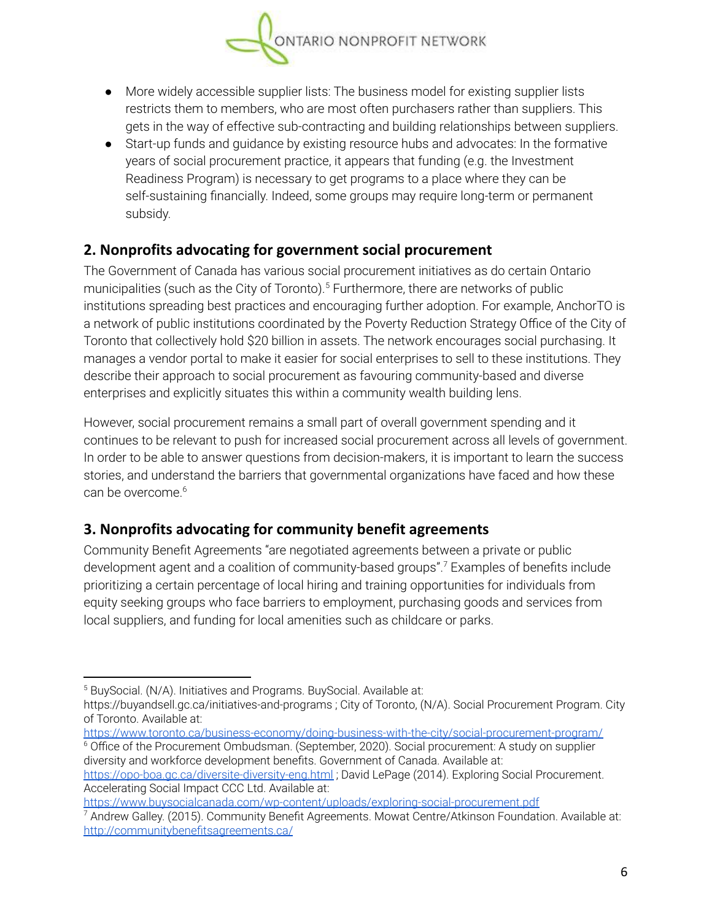- More widely accessible supplier lists: The business model for existing supplier lists restricts them to members, who are most often purchasers rather than suppliers. This gets in the way of effective sub-contracting and building relationships between suppliers.
- Start-up funds and guidance by existing resource hubs and advocates: In the formative years of social procurement practice, it appears that funding (e.g. the Investment Readiness Program) is necessary to get programs to a place where they can be self-sustaining financially. Indeed, some groups may require long-term or permanent subsidy.

## 2. Nonprofits advocating for government social procurement

The Government of Canada has various social procurement initiatives as do certain Ontario municipalities (such as the City of Toronto).[5] Furthermore, there are networks of public institutions spreading best practices and encouraging further adoption. For example, AnchorTO is a network of public institutions coordinated by the Poverty Reduction Strategy Office of the City of Toronto that collectively hold $20 billion in assets. The network encourages social purchasing. It manages a vendor portal to make it easier for social enterprises to sell to these institutions. They describe their approach to social procurement as favouring community-based and diverse enterprises and explicitly situates this within a community wealth building lens.

However, social procurement remains a small part of overall government spending and it continues to be relevant to push for increased social procurement across all levels of government. In order to be able to answer questions from decision-makers, it is important to learn the success stories, and understand the barriers that governmental organizations have faced and how these can be overcome.[6]

## 3. Nonprofits advocating for community benefit agreements

Community Benefit Agreements "are negotiated agreements between a private or public development agent and a coalition of community-based groups".[7] Examples of benefits include prioritizing a certain percentage of local hiring and training opportunities for individuals from equity seeking groups who face barriers to employment, purchasing goods and services from local suppliers, and funding for local amenities such as childcare or parks.

---

[5] BuySocial. (N/A). Initiatives and Programs. BuySocial. Available at: https://buyandsell.gc.ca/initiatives-and-programs ; City of Toronto, (N/A). Social Procurement Program. City of Toronto. Available at: https://www.toronto.ca/business-economy/doing-business-with-the-city/social-procurement-program/

[6] Office of the Procurement Ombudsman. (September, 2020). Social procurement: A study on supplier diversity and workforce development benefits. Government of Canada. Available at: https://opo-boa.gc.ca/diversite-diversity-eng.html ; David LePage (2014). Exploring Social Procurement. Accelerating Social Impact CCC Ltd. Available at: https://www.buysocialcanada.com/wp-content/uploads/exploring-social-procurement.pdf

[7] Andrew Galley. (2015). Community Benefit Agreements. Mowat Centre/Atkinson Foundation. Available at: http://communitybenefitsagreements.ca/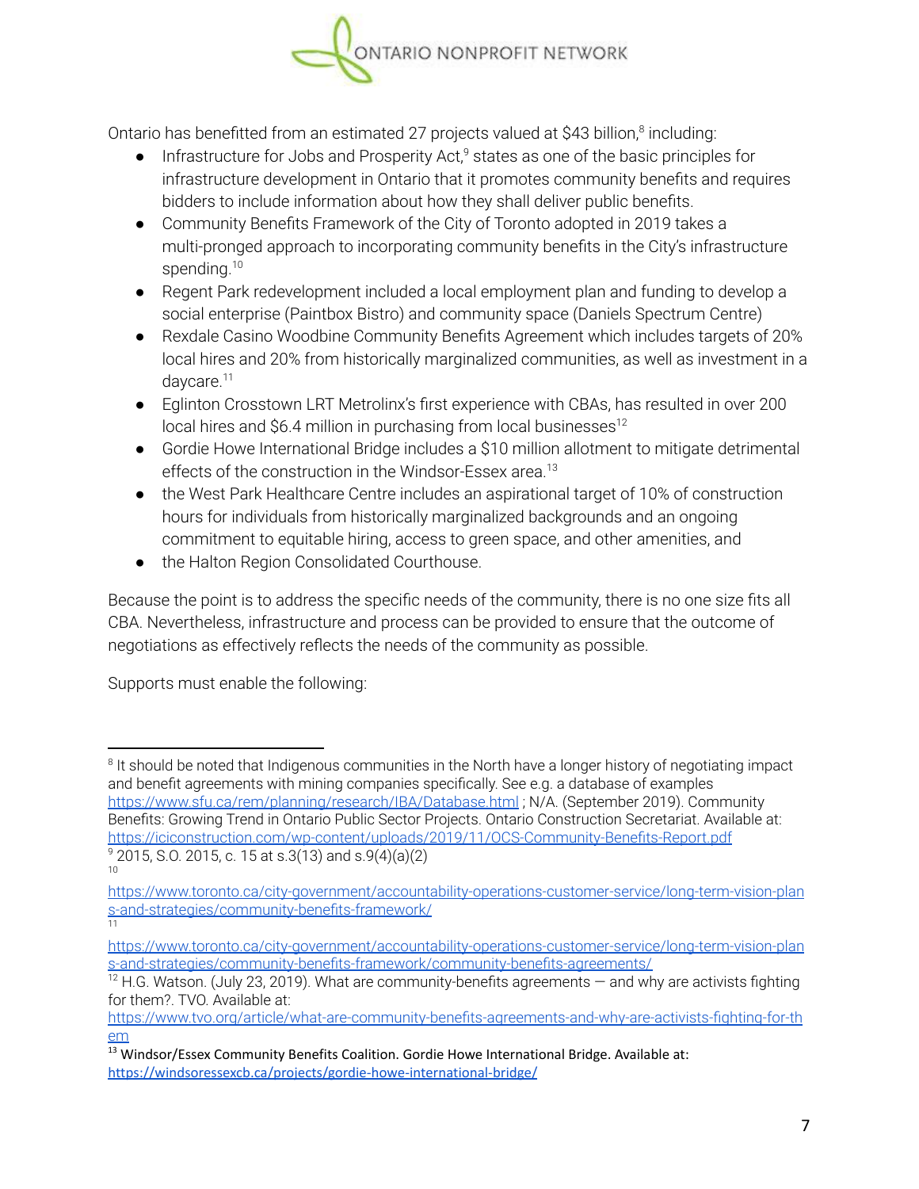Ontario has benefitted from an estimated 27 projects valued at $43 billion,[8] including:

- Infrastructure for Jobs and Prosperity Act,[9] states as one of the basic principles for infrastructure development in Ontario that it promotes community benefits and requires bidders to include information about how they shall deliver public benefits.
- Community Benefits Framework of the City of Toronto adopted in 2019 takes a multi-pronged approach to incorporating community benefits in the City's infrastructure spending.[10]
- Regent Park redevelopment included a local employment plan and funding to develop a social enterprise (Paintbox Bistro) and community space (Daniels Spectrum Centre)
- Rexdale Casino Woodbine Community Benefits Agreement which includes targets of 20% local hires and 20% from historically marginalized communities, as well as investment in a daycare.[11]
- Eglinton Crosstown LRT Metrolinx's first experience with CBAs, has resulted in over 200 local hires and $6.4 million in purchasing from local businesses[12]
- Gordie Howe International Bridge includes a $10 million allotment to mitigate detrimental effects of the construction in the Windsor-Essex area.[13]
- the West Park Healthcare Centre includes an aspirational target of 10% of construction hours for individuals from historically marginalized backgrounds and an ongoing commitment to equitable hiring, access to green space, and other amenities, and
- the Halton Region Consolidated Courthouse.

Because the point is to address the specific needs of the community, there is no one size fits all CBA. Nevertheless, infrastructure and process can be provided to ensure that the outcome of negotiations as effectively reflects the needs of the community as possible.

Supports must enable the following:

---

[8] It should be noted that Indigenous communities in the North have a longer history of negotiating impact and benefit agreements with mining companies specifically. See e.g. a database of examples https://www.sfu.ca/rem/planning/research/IBA/Database.html ; N/A. (September 2019). Community Benefits: Growing Trend in Ontario Public Sector Projects. Ontario Construction Secretariat. Available at: https://iciconstruction.com/wp-content/uploads/2019/11/OCS-Community-Benefits-Report.pdf

[9] 2015, S.O. 2015, c. 15 at s.3(13) and s.9(4)(a)(2)

[10] https://www.toronto.ca/city-government/accountability-operations-customer-service/long-term-vision-plans-and-strategies/community-benefits-framework/

[11] https://www.toronto.ca/city-government/accountability-operations-customer-service/long-term-vision-plans-and-strategies/community-benefits-framework/community-benefits-agreements/

[12] H.G. Watson. (July 23, 2019). What are community-benefits agreements — and why are activists fighting for them?. TVO. Available at: https://www.tvo.org/article/what-are-community-benefits-agreements-and-why-are-activists-fighting-for-them

[13] Windsor/Essex Community Benefits Coalition. Gordie Howe International Bridge. Available at: https://windsoressexcb.ca/projects/gordie-howe-international-bridge/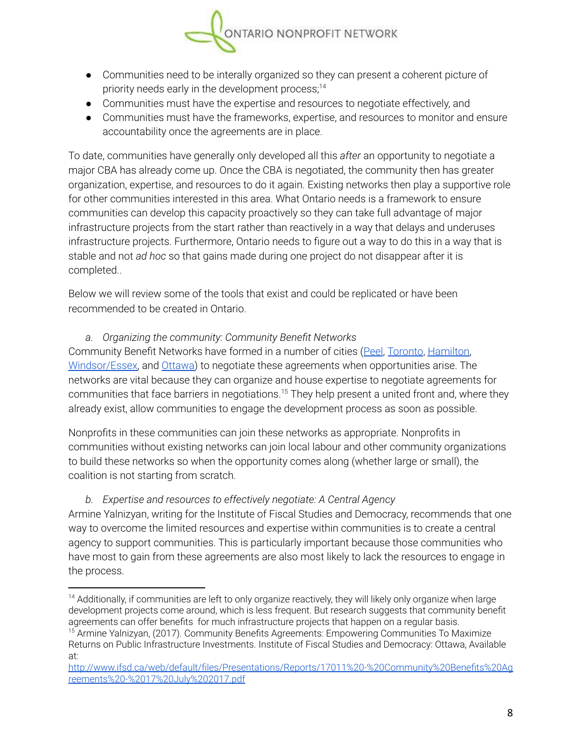- Communities need to be interally organized so they can present a coherent picture of priority needs early in the development process;[14]
- Communities must have the expertise and resources to negotiate effectively, and
- Communities must have the frameworks, expertise, and resources to monitor and ensure accountability once the agreements are in place.

To date, communities have generally only developed all this *after* an opportunity to negotiate a major CBA has already come up. Once the CBA is negotiated, the community then has greater organization, expertise, and resources to do it again. Existing networks then play a supportive role for other communities interested in this area. What Ontario needs is a framework to ensure communities can develop this capacity proactively so they can take full advantage of major infrastructure projects from the start rather than reactively in a way that delays and underuses infrastructure projects. Furthermore, Ontario needs to figure out a way to do this in a way that is stable and not *ad hoc* so that gains made during one project do not disappear after it is completed..

Below we will review some of the tools that exist and could be replicated or have been recommended to be created in Ontario.

*a. Organizing the community: Community Benefit Networks*

Community Benefit Networks have formed in a number of cities (Peel, Toronto, Hamilton, Windsor/Essex, and Ottawa) to negotiate these agreements when opportunities arise. The networks are vital because they can organize and house expertise to negotiate agreements for communities that face barriers in negotiations.[15] They help present a united front and, where they already exist, allow communities to engage the development process as soon as possible.

Nonprofits in these communities can join these networks as appropriate. Nonprofits in communities without existing networks can join local labour and other community organizations to build these networks so when the opportunity comes along (whether large or small), the coalition is not starting from scratch.

*b. Expertise and resources to effectively negotiate: A Central Agency*

Armine Yalnizyan, writing for the Institute of Fiscal Studies and Democracy, recommends that one way to overcome the limited resources and expertise within communities is to create a central agency to support communities. This is particularly important because those communities who have most to gain from these agreements are also most likely to lack the resources to engage in the process.

---

[14] Additionally, if communities are left to only organize reactively, they will likely only organize when large development projects come around, which is less frequent. But research suggests that community benefit agreements can offer benefits for much infrastructure projects that happen on a regular basis.

[15] Armine Yalnizyan, (2017). Community Benefits Agreements: Empowering Communities To Maximize Returns on Public Infrastructure Investments. Institute of Fiscal Studies and Democracy: Ottawa, Available at: http://www.ifsd.ca/web/default/files/Presentations/Reports/17011%20-%20Community%20Benefits%20Agreements%20-%2017%20July%202017.pdf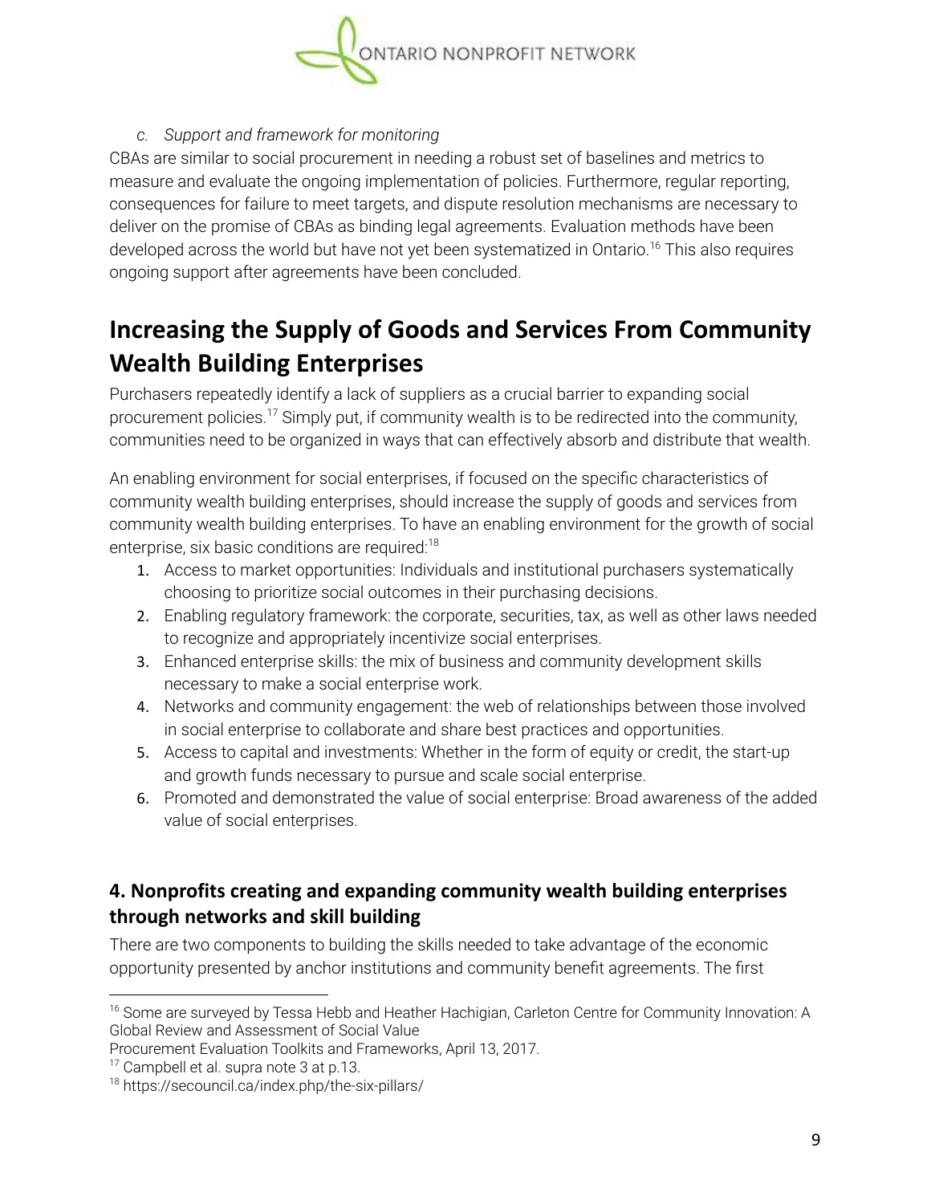*c. Support and framework for monitoring*

CBAs are similar to social procurement in needing a robust set of baselines and metrics to measure and evaluate the ongoing implementation of policies. Furthermore, regular reporting, consequences for failure to meet targets, and dispute resolution mechanisms are necessary to deliver on the promise of CBAs as binding legal agreements. Evaluation methods have been developed across the world but have not yet been systematized in Ontario.[16] This also requires ongoing support after agreements have been concluded.

## Increasing the Supply of Goods and Services From Community Wealth Building Enterprises

Purchasers repeatedly identify a lack of suppliers as a crucial barrier to expanding social procurement policies.[17] Simply put, if community wealth is to be redirected into the community, communities need to be organized in ways that can effectively absorb and distribute that wealth.

An enabling environment for social enterprises, if focused on the specific characteristics of community wealth building enterprises, should increase the supply of goods and services from community wealth building enterprises. To have an enabling environment for the growth of social enterprise, six basic conditions are required:[18]

1. Access to market opportunities: Individuals and institutional purchasers systematically choosing to prioritize social outcomes in their purchasing decisions.
2. Enabling regulatory framework: the corporate, securities, tax, as well as other laws needed to recognize and appropriately incentivize social enterprises.
3. Enhanced enterprise skills: the mix of business and community development skills necessary to make a social enterprise work.
4. Networks and community engagement: the web of relationships between those involved in social enterprise to collaborate and share best practices and opportunities.
5. Access to capital and investments: Whether in the form of equity or credit, the start-up and growth funds necessary to pursue and scale social enterprise.
6. Promoted and demonstrated the value of social enterprise: Broad awareness of the added value of social enterprises.

### 4. Nonprofits creating and expanding community wealth building enterprises through networks and skill building

There are two components to building the skills needed to take advantage of the economic opportunity presented by anchor institutions and community benefit agreements. The first

---

[16] Some are surveyed by Tessa Hebb and Heather Hachigian, Carleton Centre for Community Innovation: A Global Review and Assessment of Social Value Procurement Evaluation Toolkits and Frameworks, April 13, 2017.

[17] Campbell et al. supra note 3 at p.13.

[18] https://secouncil.ca/index.php/the-six-pillars/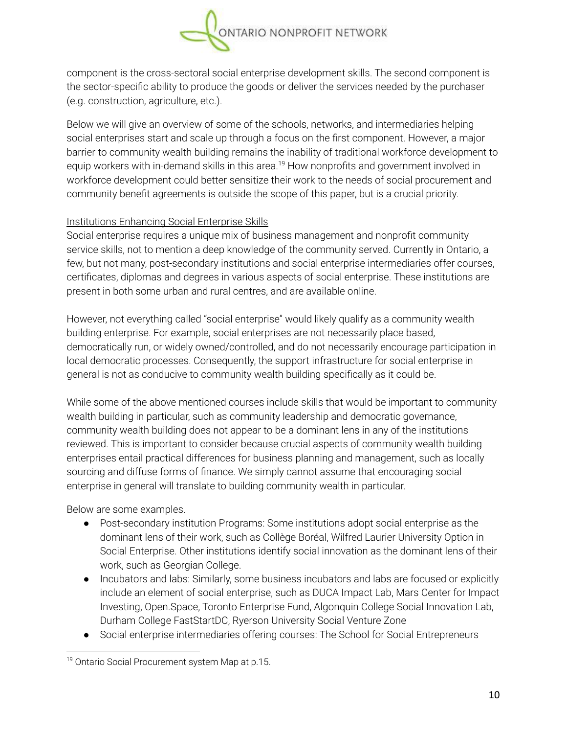component is the cross-sectoral social enterprise development skills. The second component is the sector-specific ability to produce the goods or deliver the services needed by the purchaser (e.g. construction, agriculture, etc.).

Below we will give an overview of some of the schools, networks, and intermediaries helping social enterprises start and scale up through a focus on the first component. However, a major barrier to community wealth building remains the inability of traditional workforce development to equip workers with in-demand skills in this area.[19] How nonprofits and government involved in workforce development could better sensitize their work to the needs of social procurement and community benefit agreements is outside the scope of this paper, but is a crucial priority.

<u>Institutions Enhancing Social Enterprise Skills</u>

Social enterprise requires a unique mix of business management and nonprofit community service skills, not to mention a deep knowledge of the community served. Currently in Ontario, a few, but not many, post-secondary institutions and social enterprise intermediaries offer courses, certificates, diplomas and degrees in various aspects of social enterprise. These institutions are present in both some urban and rural centres, and are available online.

However, not everything called "social enterprise" would likely qualify as a community wealth building enterprise. For example, social enterprises are not necessarily place based, democratically run, or widely owned/controlled, and do not necessarily encourage participation in local democratic processes. Consequently, the support infrastructure for social enterprise in general is not as conducive to community wealth building specifically as it could be.

While some of the above mentioned courses include skills that would be important to community wealth building in particular, such as community leadership and democratic governance, community wealth building does not appear to be a dominant lens in any of the institutions reviewed. This is important to consider because crucial aspects of community wealth building enterprises entail practical differences for business planning and management, such as locally sourcing and diffuse forms of finance. We simply cannot assume that encouraging social enterprise in general will translate to building community wealth in particular.

Below are some examples.

- Post-secondary institution Programs: Some institutions adopt social enterprise as the dominant lens of their work, such as Collège Boréal, Wilfred Laurier University Option in Social Enterprise. Other institutions identify social innovation as the dominant lens of their work, such as Georgian College.
- Incubators and labs: Similarly, some business incubators and labs are focused or explicitly include an element of social enterprise, such as DUCA Impact Lab, Mars Center for Impact Investing, Open.Space, Toronto Enterprise Fund, Algonquin College Social Innovation Lab, Durham College FastStartDC, Ryerson University Social Venture Zone
- Social enterprise intermediaries offering courses: The School for Social Entrepreneurs

[19] Ontario Social Procurement system Map at p.15.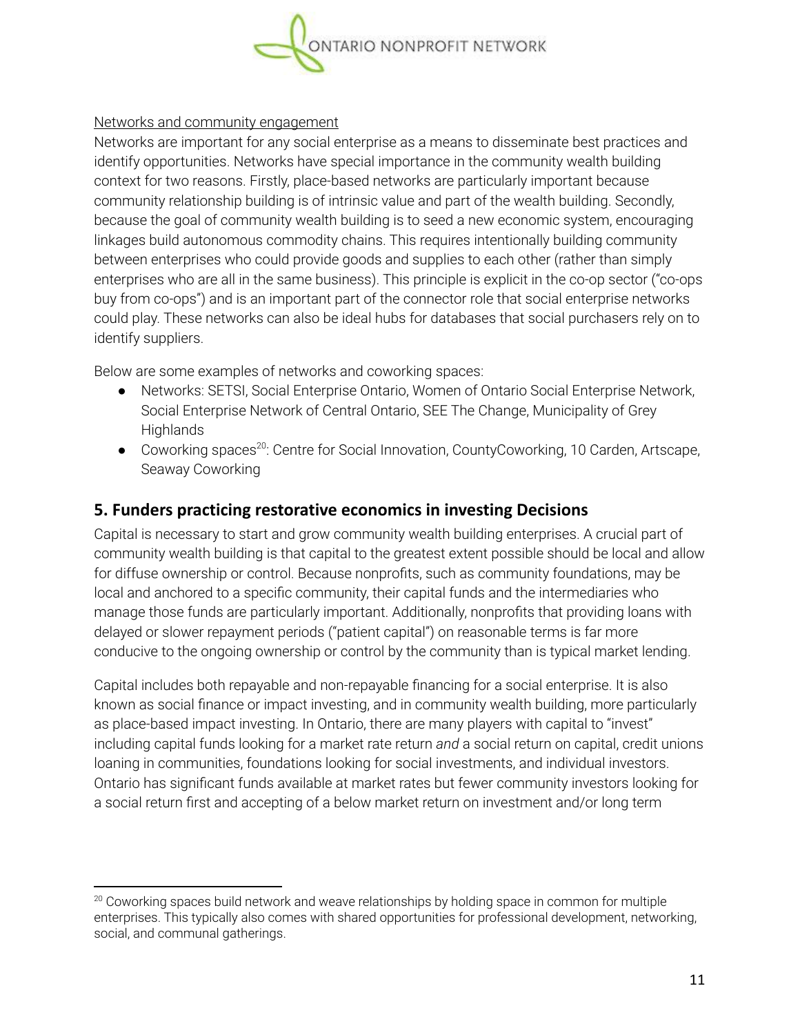Networks and community engagement

Networks are important for any social enterprise as a means to disseminate best practices and identify opportunities. Networks have special importance in the community wealth building context for two reasons. Firstly, place-based networks are particularly important because community relationship building is of intrinsic value and part of the wealth building. Secondly, because the goal of community wealth building is to seed a new economic system, encouraging linkages build autonomous commodity chains. This requires intentionally building community between enterprises who could provide goods and supplies to each other (rather than simply enterprises who are all in the same business). This principle is explicit in the co-op sector ("co-ops buy from co-ops") and is an important part of the connector role that social enterprise networks could play. These networks can also be ideal hubs for databases that social purchasers rely on to identify suppliers.

Below are some examples of networks and coworking spaces:

- Networks: SETSI, Social Enterprise Ontario, Women of Ontario Social Enterprise Network, Social Enterprise Network of Central Ontario, SEE The Change, Municipality of Grey Highlands
- Coworking spaces[20]: Centre for Social Innovation, CountyCoworking, 10 Carden, Artscape, Seaway Coworking

## 5. Funders practicing restorative economics in investing Decisions

Capital is necessary to start and grow community wealth building enterprises. A crucial part of community wealth building is that capital to the greatest extent possible should be local and allow for diffuse ownership or control. Because nonprofits, such as community foundations, may be local and anchored to a specific community, their capital funds and the intermediaries who manage those funds are particularly important. Additionally, nonprofits that providing loans with delayed or slower repayment periods ("patient capital") on reasonable terms is far more conducive to the ongoing ownership or control by the community than is typical market lending.

Capital includes both repayable and non-repayable financing for a social enterprise. It is also known as social finance or impact investing, and in community wealth building, more particularly as place-based impact investing. In Ontario, there are many players with capital to "invest" including capital funds looking for a market rate return *and* a social return on capital, credit unions loaning in communities, foundations looking for social investments, and individual investors. Ontario has significant funds available at market rates but fewer community investors looking for a social return first and accepting of a below market return on investment and/or long term

[20] Coworking spaces build network and weave relationships by holding space in common for multiple enterprises. This typically also comes with shared opportunities for professional development, networking, social, and communal gatherings.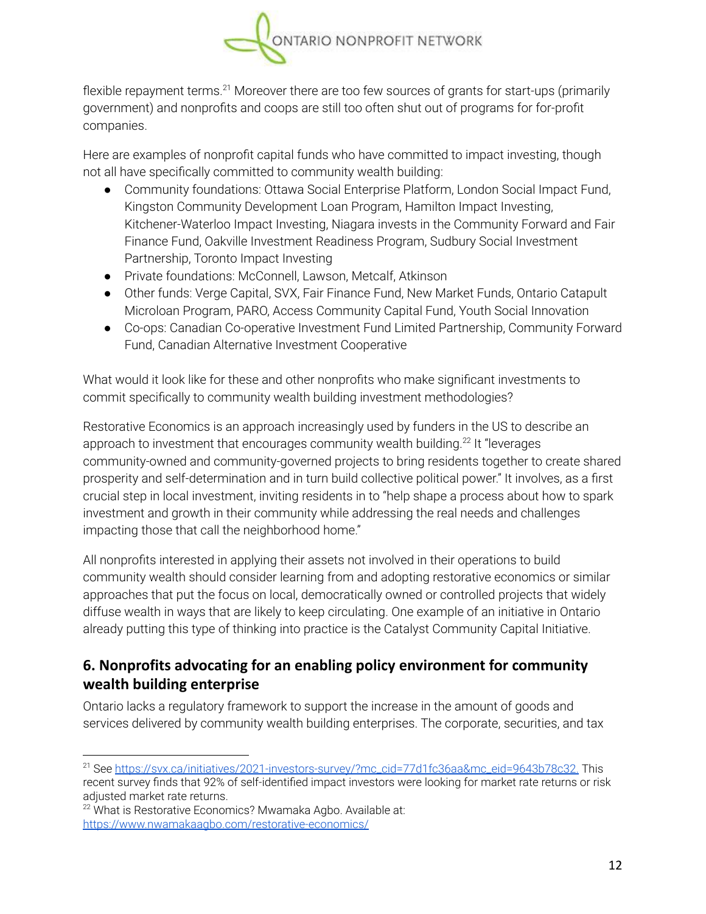flexible repayment terms.[21] Moreover there are too few sources of grants for start-ups (primarily government) and nonprofits and coops are still too often shut out of programs for for-profit companies.

Here are examples of nonprofit capital funds who have committed to impact investing, though not all have specifically committed to community wealth building:

- Community foundations: Ottawa Social Enterprise Platform, London Social Impact Fund, Kingston Community Development Loan Program, Hamilton Impact Investing, Kitchener-Waterloo Impact Investing, Niagara invests in the Community Forward and Fair Finance Fund, Oakville Investment Readiness Program, Sudbury Social Investment Partnership, Toronto Impact Investing
- Private foundations: McConnell, Lawson, Metcalf, Atkinson
- Other funds: Verge Capital, SVX, Fair Finance Fund, New Market Funds, Ontario Catapult Microloan Program, PARO, Access Community Capital Fund, Youth Social Innovation
- Co-ops: Canadian Co-operative Investment Fund Limited Partnership, Community Forward Fund, Canadian Alternative Investment Cooperative

What would it look like for these and other nonprofits who make significant investments to commit specifically to community wealth building investment methodologies?

Restorative Economics is an approach increasingly used by funders in the US to describe an approach to investment that encourages community wealth building.[22] It "leverages community-owned and community-governed projects to bring residents together to create shared prosperity and self-determination and in turn build collective political power." It involves, as a first crucial step in local investment, inviting residents in to "help shape a process about how to spark investment and growth in their community while addressing the real needs and challenges impacting those that call the neighborhood home."

All nonprofits interested in applying their assets not involved in their operations to build community wealth should consider learning from and adopting restorative economics or similar approaches that put the focus on local, democratically owned or controlled projects that widely diffuse wealth in ways that are likely to keep circulating. One example of an initiative in Ontario already putting this type of thinking into practice is the Catalyst Community Capital Initiative.

## 6. Nonprofits advocating for an enabling policy environment for community wealth building enterprise

Ontario lacks a regulatory framework to support the increase in the amount of goods and services delivered by community wealth building enterprises. The corporate, securities, and tax

---

[21] See https://svx.ca/initiatives/2021-investors-survey/?mc_cid=77d1fc36aa&mc_eid=9643b78c32. This recent survey finds that 92% of self-identified impact investors were looking for market rate returns or risk adjusted market rate returns.

[22] What is Restorative Economics? Mwamaka Agbo. Available at: https://www.nwamakaagbo.com/restorative-economics/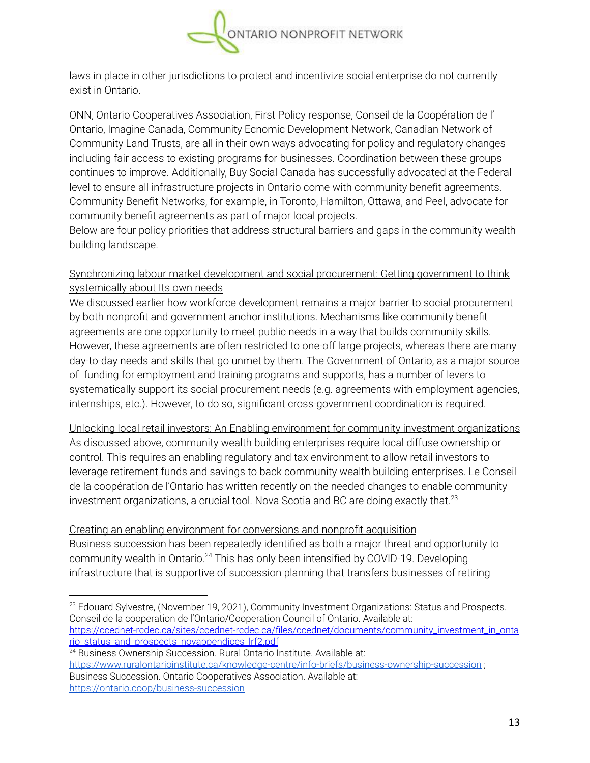laws in place in other jurisdictions to protect and incentivize social enterprise do not currently exist in Ontario.

ONN, Ontario Cooperatives Association, First Policy response, Conseil de la Coopération de l' Ontario, Imagine Canada, Community Ecnomic Development Network, Canadian Network of Community Land Trusts, are all in their own ways advocating for policy and regulatory changes including fair access to existing programs for businesses. Coordination between these groups continues to improve. Additionally, Buy Social Canada has successfully advocated at the Federal level to ensure all infrastructure projects in Ontario come with community benefit agreements. Community Benefit Networks, for example, in Toronto, Hamilton, Ottawa, and Peel, advocate for community benefit agreements as part of major local projects.

Below are four policy priorities that address structural barriers and gaps in the community wealth building landscape.

<u>Synchronizing labour market development and social procurement: Getting government to think systemically about Its own needs</u>

We discussed earlier how workforce development remains a major barrier to social procurement by both nonprofit and government anchor institutions. Mechanisms like community benefit agreements are one opportunity to meet public needs in a way that builds community skills. However, these agreements are often restricted to one-off large projects, whereas there are many day-to-day needs and skills that go unmet by them. The Government of Ontario, as a major source of funding for employment and training programs and supports, has a number of levers to systematically support its social procurement needs (e.g. agreements with employment agencies, internships, etc.). However, to do so, significant cross-government coordination is required.

<u>Unlocking local retail investors: An Enabling environment for community investment organizations</u>

As discussed above, community wealth building enterprises require local diffuse ownership or control. This requires an enabling regulatory and tax environment to allow retail investors to leverage retirement funds and savings to back community wealth building enterprises. Le Conseil de la coopération de l'Ontario has written recently on the needed changes to enable community investment organizations, a crucial tool. Nova Scotia and BC are doing exactly that.[23]

<u>Creating an enabling environment for conversions and nonprofit acquisition</u>

Business succession has been repeatedly identified as both a major threat and opportunity to community wealth in Ontario.[24] This has only been intensified by COVID-19. Developing infrastructure that is supportive of succession planning that transfers businesses of retiring

---

[23] Edouard Sylvestre, (November 19, 2021), Community Investment Organizations: Status and Prospects. Conseil de la cooperation de l'Ontario/Cooperation Council of Ontario. Available at: https://ccednet-rcdec.ca/sites/ccednet-rcdec.ca/files/ccednet/documents/community_investment_in_ontario_status_and_prospects_novappendices_lrf2.pdf

[24] Business Ownership Succession. Rural Ontario Institute. Available at: https://www.ruralontarioinstitute.ca/knowledge-centre/info-briefs/business-ownership-succession ; Business Succession. Ontario Cooperatives Association. Available at: https://ontario.coop/business-succession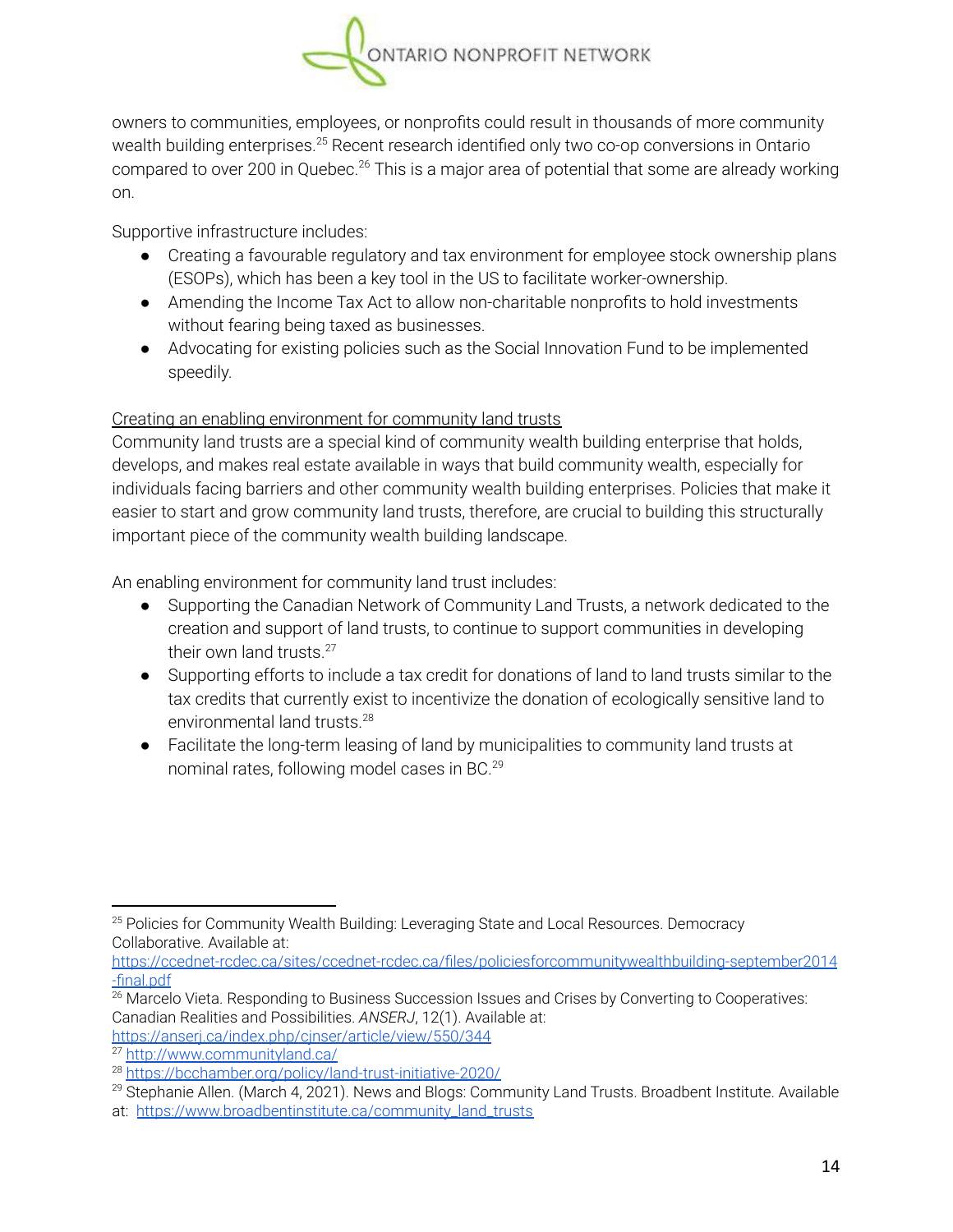owners to communities, employees, or nonprofits could result in thousands of more community wealth building enterprises.[25] Recent research identified only two co-op conversions in Ontario compared to over 200 in Quebec.[26] This is a major area of potential that some are already working on.

Supportive infrastructure includes:

- Creating a favourable regulatory and tax environment for employee stock ownership plans (ESOPs), which has been a key tool in the US to facilitate worker-ownership.
- Amending the Income Tax Act to allow non-charitable nonprofits to hold investments without fearing being taxed as businesses.
- Advocating for existing policies such as the Social Innovation Fund to be implemented speedily.

<u>Creating an enabling environment for community land trusts</u>

Community land trusts are a special kind of community wealth building enterprise that holds, develops, and makes real estate available in ways that build community wealth, especially for individuals facing barriers and other community wealth building enterprises. Policies that make it easier to start and grow community land trusts, therefore, are crucial to building this structurally important piece of the community wealth building landscape.

An enabling environment for community land trust includes:

- Supporting the Canadian Network of Community Land Trusts, a network dedicated to the creation and support of land trusts, to continue to support communities in developing their own land trusts.[27]
- Supporting efforts to include a tax credit for donations of land to land trusts similar to the tax credits that currently exist to incentivize the donation of ecologically sensitive land to environmental land trusts.[28]
- Facilitate the long-term leasing of land by municipalities to community land trusts at nominal rates, following model cases in BC.[29]

---

[25] Policies for Community Wealth Building: Leveraging State and Local Resources. Democracy Collaborative. Available at: https://ccednet-rcdec.ca/sites/ccednet-rcdec.ca/files/policiesforcommunitywealthbuilding-september2014-final.pdf

[26] Marcelo Vieta. Responding to Business Succession Issues and Crises by Converting to Cooperatives: Canadian Realities and Possibilities. *ANSERJ*, 12(1). Available at: https://anserj.ca/index.php/cjnser/article/view/550/344

[27] http://www.communityland.ca/

[28] https://bcchamber.org/policy/land-trust-initiative-2020/

[29] Stephanie Allen. (March 4, 2021). News and Blogs: Community Land Trusts. Broadbent Institute. Available at: https://www.broadbentinstitute.ca/community_land_trusts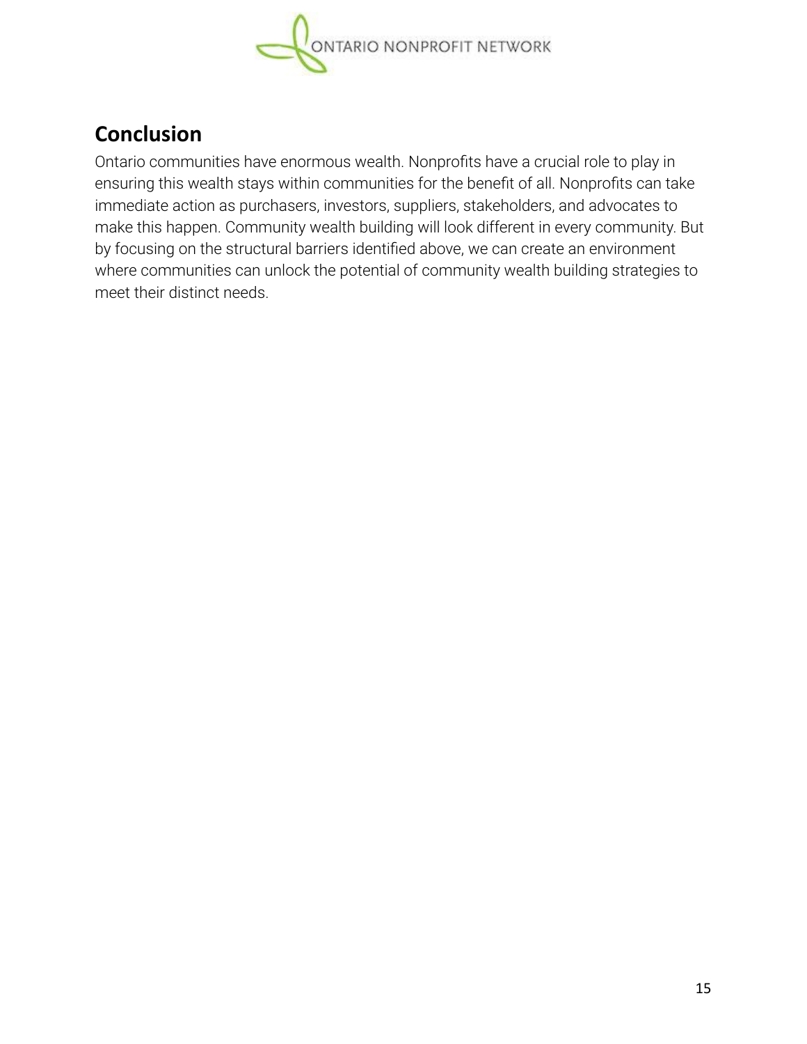## Conclusion

Ontario communities have enormous wealth. Nonprofits have a crucial role to play in ensuring this wealth stays within communities for the benefit of all. Nonprofits can take immediate action as purchasers, investors, suppliers, stakeholders, and advocates to make this happen. Community wealth building will look different in every community. But by focusing on the structural barriers identified above, we can create an environment where communities can unlock the potential of community wealth building strategies to meet their distinct needs.